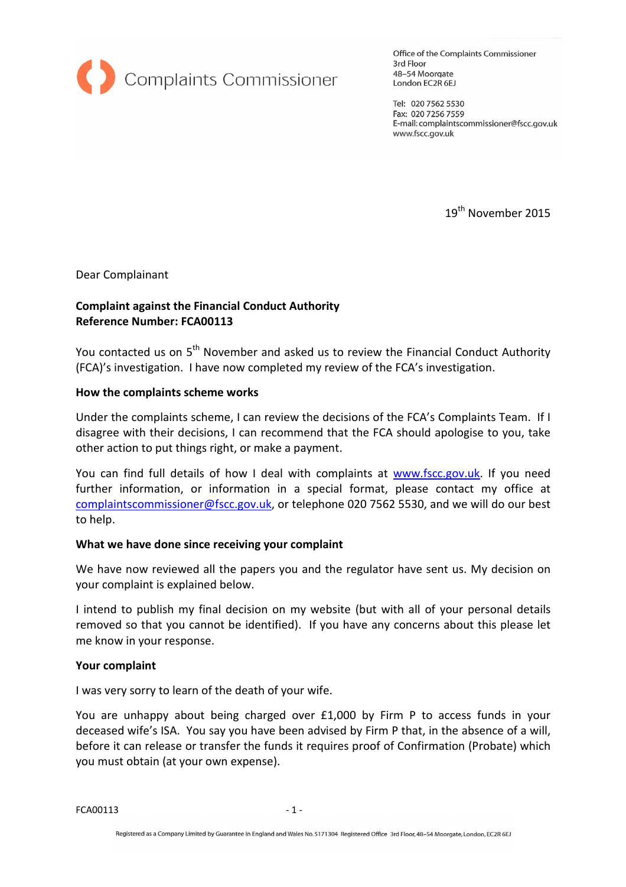Complaints Commissioner

Office of the Complaints Commissioner
3rd Floor
48–54 Moorgate
London EC2R 6EJ

Tel: 020 7562 5530
Fax: 020 7256 7559
E-mail: complaintscommissioner@fscc.gov.uk
www.fscc.gov.uk

19th November 2015

Dear Complainant

**Complaint against the Financial Conduct Authority**
**Reference Number: FCA00113**

You contacted us on 5th November and asked us to review the Financial Conduct Authority (FCA)'s investigation. I have now completed my review of the FCA's investigation.

**How the complaints scheme works**

Under the complaints scheme, I can review the decisions of the FCA's Complaints Team. If I disagree with their decisions, I can recommend that the FCA should apologise to you, take other action to put things right, or make a payment.

You can find full details of how I deal with complaints at www.fscc.gov.uk. If you need further information, or information in a special format, please contact my office at complaintscommissioner@fscc.gov.uk, or telephone 020 7562 5530, and we will do our best to help.

**What we have done since receiving your complaint**

We have now reviewed all the papers you and the regulator have sent us. My decision on your complaint is explained below.

I intend to publish my final decision on my website (but with all of your personal details removed so that you cannot be identified). If you have any concerns about this please let me know in your response.

**Your complaint**

I was very sorry to learn of the death of your wife.

You are unhappy about being charged over £1,000 by Firm P to access funds in your deceased wife's ISA. You say you have been advised by Firm P that, in the absence of a will, before it can release or transfer the funds it requires proof of Confirmation (Probate) which you must obtain (at your own expense).

Registered as a Company Limited by Guarantee in England and Wales No. 5171304 Registered Office 3rd Floor, 48–54 Moorgate, London, EC2R 6EJ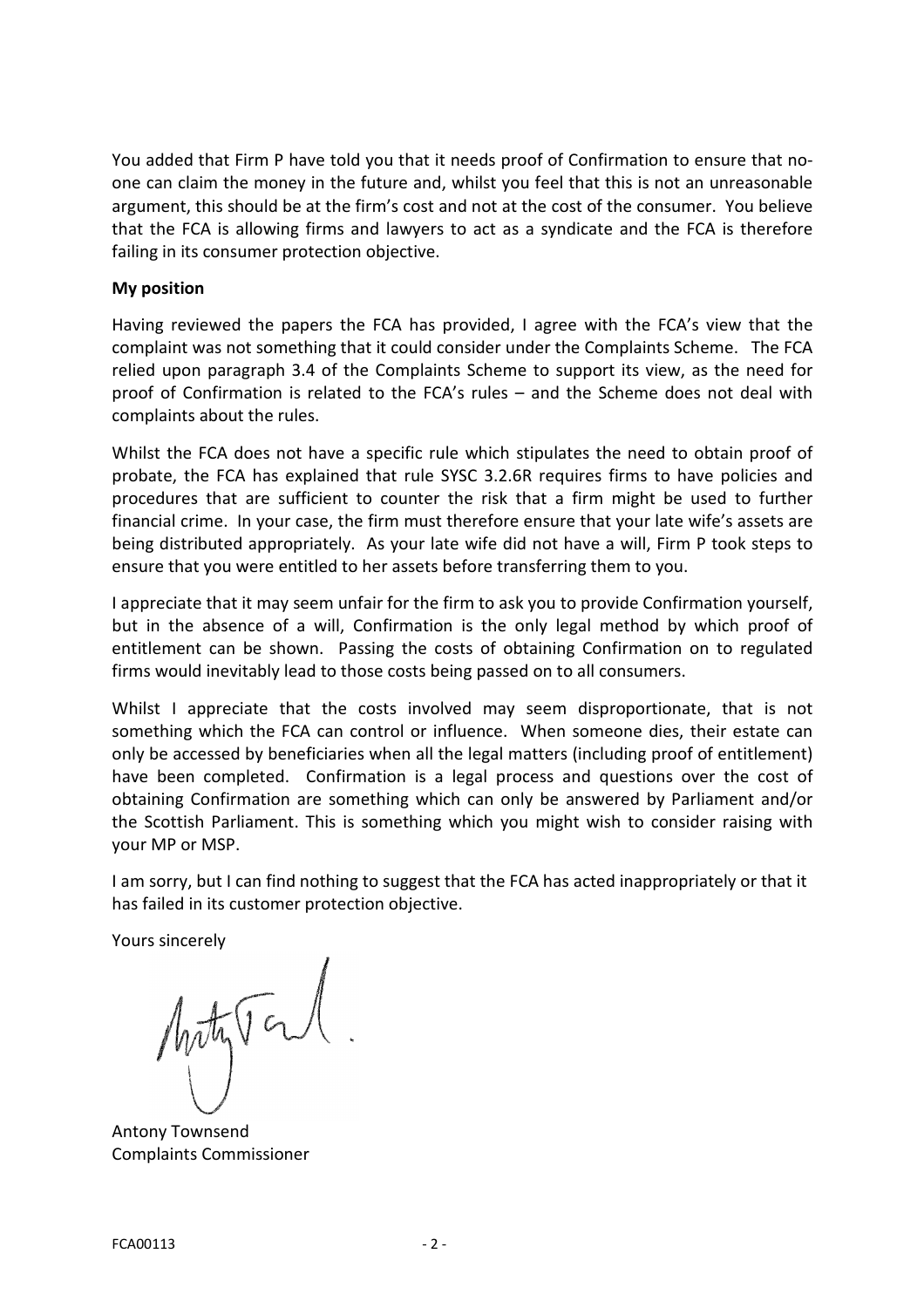You added that Firm P have told you that it needs proof of Confirmation to ensure that no-one can claim the money in the future and, whilst you feel that this is not an unreasonable argument, this should be at the firm's cost and not at the cost of the consumer. You believe that the FCA is allowing firms and lawyers to act as a syndicate and the FCA is therefore failing in its consumer protection objective.

**My position**

Having reviewed the papers the FCA has provided, I agree with the FCA's view that the complaint was not something that it could consider under the Complaints Scheme. The FCA relied upon paragraph 3.4 of the Complaints Scheme to support its view, as the need for proof of Confirmation is related to the FCA's rules – and the Scheme does not deal with complaints about the rules.

Whilst the FCA does not have a specific rule which stipulates the need to obtain proof of probate, the FCA has explained that rule SYSC 3.2.6R requires firms to have policies and procedures that are sufficient to counter the risk that a firm might be used to further financial crime. In your case, the firm must therefore ensure that your late wife's assets are being distributed appropriately. As your late wife did not have a will, Firm P took steps to ensure that you were entitled to her assets before transferring them to you.

I appreciate that it may seem unfair for the firm to ask you to provide Confirmation yourself, but in the absence of a will, Confirmation is the only legal method by which proof of entitlement can be shown. Passing the costs of obtaining Confirmation on to regulated firms would inevitably lead to those costs being passed on to all consumers.

Whilst I appreciate that the costs involved may seem disproportionate, that is not something which the FCA can control or influence. When someone dies, their estate can only be accessed by beneficiaries when all the legal matters (including proof of entitlement) have been completed. Confirmation is a legal process and questions over the cost of obtaining Confirmation are something which can only be answered by Parliament and/or the Scottish Parliament. This is something which you might wish to consider raising with your MP or MSP.

I am sorry, but I can find nothing to suggest that the FCA has acted inappropriately or that it has failed in its customer protection objective.

Yours sincerely

Antony Townsend
Complaints Commissioner

FCA00113